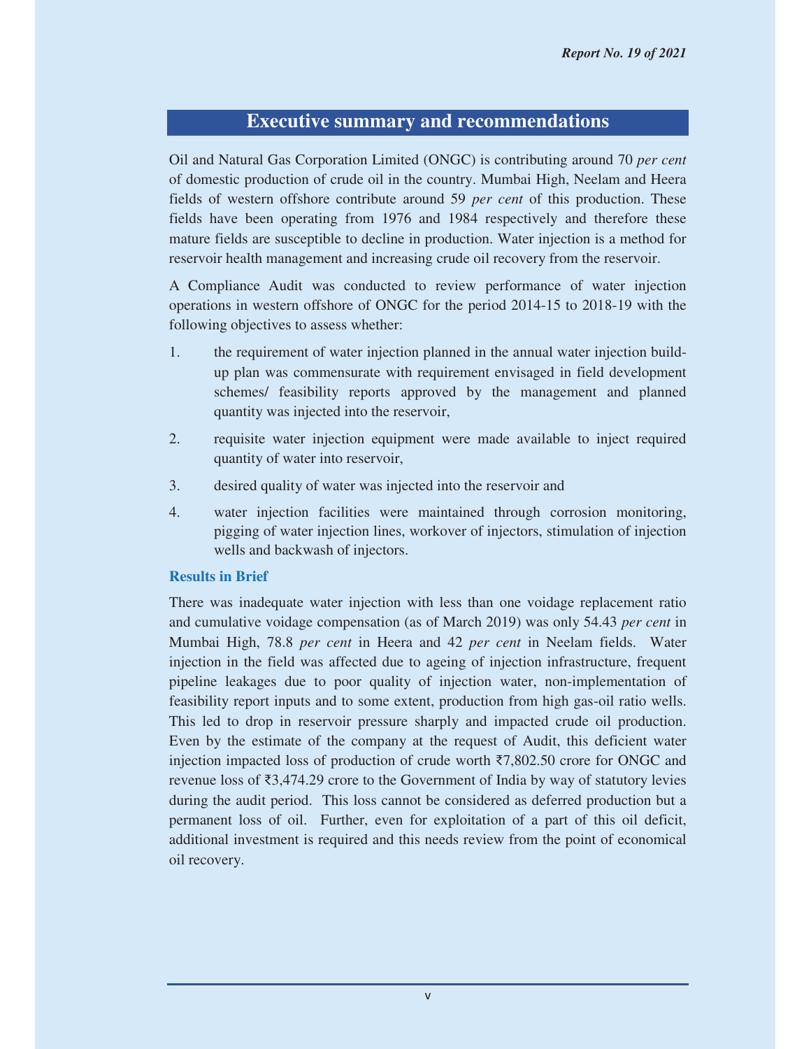# Executive summary and recommendations

Oil and Natural Gas Corporation Limited (ONGC) is contributing around 70 *per cent* of domestic production of crude oil in the country. Mumbai High, Neelam and Heera fields of western offshore contribute around 59 *per cent* of this production. These fields have been operating from 1976 and 1984 respectively and therefore these mature fields are susceptible to decline in production. Water injection is a method for reservoir health management and increasing crude oil recovery from the reservoir.

A Compliance Audit was conducted to review performance of water injection operations in western offshore of ONGC for the period 2014-15 to 2018-19 with the following objectives to assess whether:

1. the requirement of water injection planned in the annual water injection build-up plan was commensurate with requirement envisaged in field development schemes/ feasibility reports approved by the management and planned quantity was injected into the reservoir,
2. requisite water injection equipment were made available to inject required quantity of water into reservoir,
3. desired quality of water was injected into the reservoir and
4. water injection facilities were maintained through corrosion monitoring, pigging of water injection lines, workover of injectors, stimulation of injection wells and backwash of injectors.

### Results in Brief

There was inadequate water injection with less than one voidage replacement ratio and cumulative voidage compensation (as of March 2019) was only 54.43 *per cent* in Mumbai High, 78.8 *per cent* in Heera and 42 *per cent* in Neelam fields. Water injection in the field was affected due to ageing of injection infrastructure, frequent pipeline leakages due to poor quality of injection water, non-implementation of feasibility report inputs and to some extent, production from high gas-oil ratio wells. This led to drop in reservoir pressure sharply and impacted crude oil production. Even by the estimate of the company at the request of Audit, this deficient water injection impacted loss of production of crude worth ₹7,802.50 crore for ONGC and revenue loss of ₹3,474.29 crore to the Government of India by way of statutory levies during the audit period. This loss cannot be considered as deferred production but a permanent loss of oil. Further, even for exploitation of a part of this oil deficit, additional investment is required and this needs review from the point of economical oil recovery.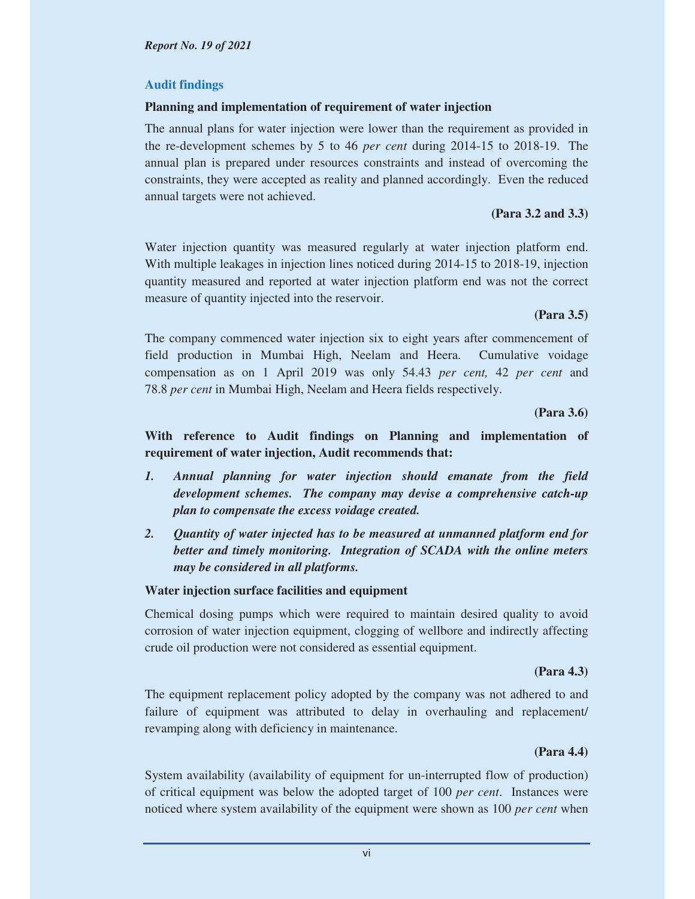## Audit findings

### Planning and implementation of requirement of water injection

The annual plans for water injection were lower than the requirement as provided in the re-development schemes by 5 to 46 *per cent* during 2014-15 to 2018-19. The annual plan is prepared under resources constraints and instead of overcoming the constraints, they were accepted as reality and planned accordingly. Even the reduced annual targets were not achieved.

**(Para 3.2 and 3.3)**

Water injection quantity was measured regularly at water injection platform end. With multiple leakages in injection lines noticed during 2014-15 to 2018-19, injection quantity measured and reported at water injection platform end was not the correct measure of quantity injected into the reservoir.

**(Para 3.5)**

The company commenced water injection six to eight years after commencement of field production in Mumbai High, Neelam and Heera. Cumulative voidage compensation as on 1 April 2019 was only 54.43 *per cent,* 42 *per cent* and 78.8 *per cent* in Mumbai High, Neelam and Heera fields respectively.

**(Para 3.6)**

**With reference to Audit findings on Planning and implementation of requirement of water injection, Audit recommends that:**

1. ***Annual planning for water injection should emanate from the field development schemes. The company may devise a comprehensive catch-up plan to compensate the excess voidage created.***
2. ***Quantity of water injected has to be measured at unmanned platform end for better and timely monitoring. Integration of SCADA with the online meters may be considered in all platforms.***

### Water injection surface facilities and equipment

Chemical dosing pumps which were required to maintain desired quality to avoid corrosion of water injection equipment, clogging of wellbore and indirectly affecting crude oil production were not considered as essential equipment.

**(Para 4.3)**

The equipment replacement policy adopted by the company was not adhered to and failure of equipment was attributed to delay in overhauling and replacement/ revamping along with deficiency in maintenance.

**(Para 4.4)**

System availability (availability of equipment for un-interrupted flow of production) of critical equipment was below the adopted target of 100 *per cent*. Instances were noticed where system availability of the equipment were shown as 100 *per cent* when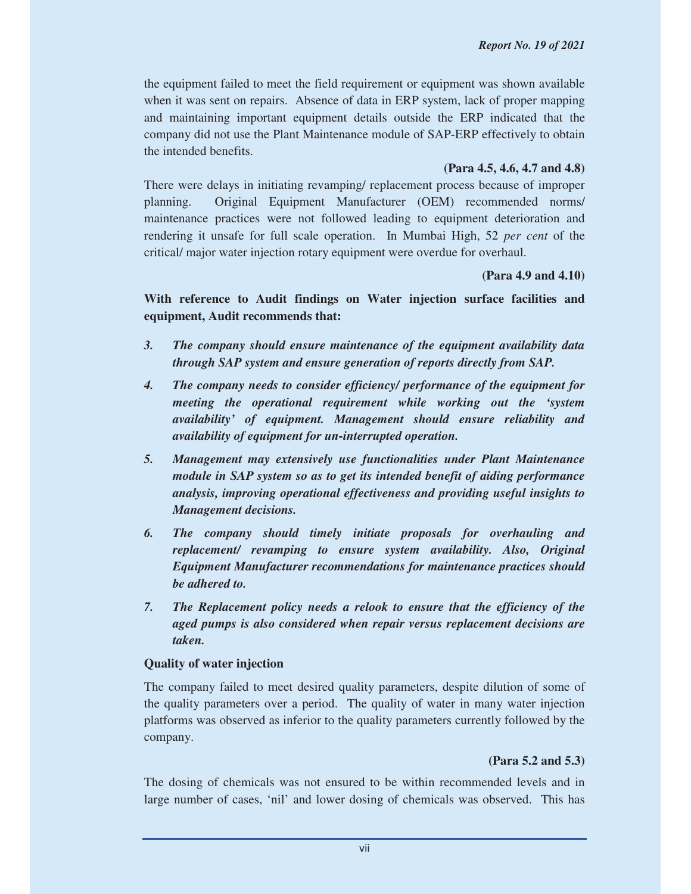the equipment failed to meet the field requirement or equipment was shown available when it was sent on repairs. Absence of data in ERP system, lack of proper mapping and maintaining important equipment details outside the ERP indicated that the company did not use the Plant Maintenance module of SAP-ERP effectively to obtain the intended benefits.

**(Para 4.5, 4.6, 4.7 and 4.8)**

There were delays in initiating revamping/ replacement process because of improper planning. Original Equipment Manufacturer (OEM) recommended norms/ maintenance practices were not followed leading to equipment deterioration and rendering it unsafe for full scale operation. In Mumbai High, 52 *per cent* of the critical/ major water injection rotary equipment were overdue for overhaul.

**(Para 4.9 and 4.10)**

**With reference to Audit findings on Water injection surface facilities and equipment, Audit recommends that:**

3. ***The company should ensure maintenance of the equipment availability data through SAP system and ensure generation of reports directly from SAP.***
4. ***The company needs to consider efficiency/ performance of the equipment for meeting the operational requirement while working out the 'system availability' of equipment. Management should ensure reliability and availability of equipment for un-interrupted operation.***
5. ***Management may extensively use functionalities under Plant Maintenance module in SAP system so as to get its intended benefit of aiding performance analysis, improving operational effectiveness and providing useful insights to Management decisions.***
6. ***The company should timely initiate proposals for overhauling and replacement/ revamping to ensure system availability. Also, Original Equipment Manufacturer recommendations for maintenance practices should be adhered to.***
7. ***The Replacement policy needs a relook to ensure that the efficiency of the aged pumps is also considered when repair versus replacement decisions are taken.***

**Quality of water injection**

The company failed to meet desired quality parameters, despite dilution of some of the quality parameters over a period. The quality of water in many water injection platforms was observed as inferior to the quality parameters currently followed by the company.

**(Para 5.2 and 5.3)**

The dosing of chemicals was not ensured to be within recommended levels and in large number of cases, 'nil' and lower dosing of chemicals was observed. This has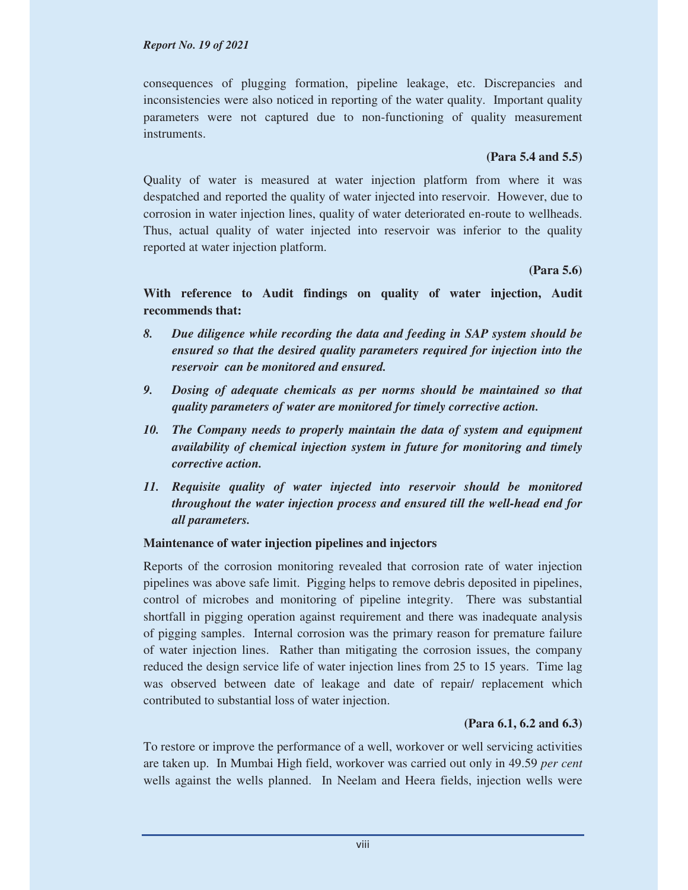consequences of plugging formation, pipeline leakage, etc. Discrepancies and inconsistencies were also noticed in reporting of the water quality. Important quality parameters were not captured due to non-functioning of quality measurement instruments.

**(Para 5.4 and 5.5)**

Quality of water is measured at water injection platform from where it was despatched and reported the quality of water injected into reservoir. However, due to corrosion in water injection lines, quality of water deteriorated en-route to wellheads. Thus, actual quality of water injected into reservoir was inferior to the quality reported at water injection platform.

**(Para 5.6)**

**With reference to Audit findings on quality of water injection, Audit recommends that:**

8. ***Due diligence while recording the data and feeding in SAP system should be ensured so that the desired quality parameters required for injection into the reservoir can be monitored and ensured.***
9. ***Dosing of adequate chemicals as per norms should be maintained so that quality parameters of water are monitored for timely corrective action.***
10. ***The Company needs to properly maintain the data of system and equipment availability of chemical injection system in future for monitoring and timely corrective action.***
11. ***Requisite quality of water injected into reservoir should be monitored throughout the water injection process and ensured till the well-head end for all parameters.***

**Maintenance of water injection pipelines and injectors**

Reports of the corrosion monitoring revealed that corrosion rate of water injection pipelines was above safe limit. Pigging helps to remove debris deposited in pipelines, control of microbes and monitoring of pipeline integrity. There was substantial shortfall in pigging operation against requirement and there was inadequate analysis of pigging samples. Internal corrosion was the primary reason for premature failure of water injection lines. Rather than mitigating the corrosion issues, the company reduced the design service life of water injection lines from 25 to 15 years. Time lag was observed between date of leakage and date of repair/ replacement which contributed to substantial loss of water injection.

**(Para 6.1, 6.2 and 6.3)**

To restore or improve the performance of a well, workover or well servicing activities are taken up. In Mumbai High field, workover was carried out only in 49.59 *per cent* wells against the wells planned. In Neelam and Heera fields, injection wells were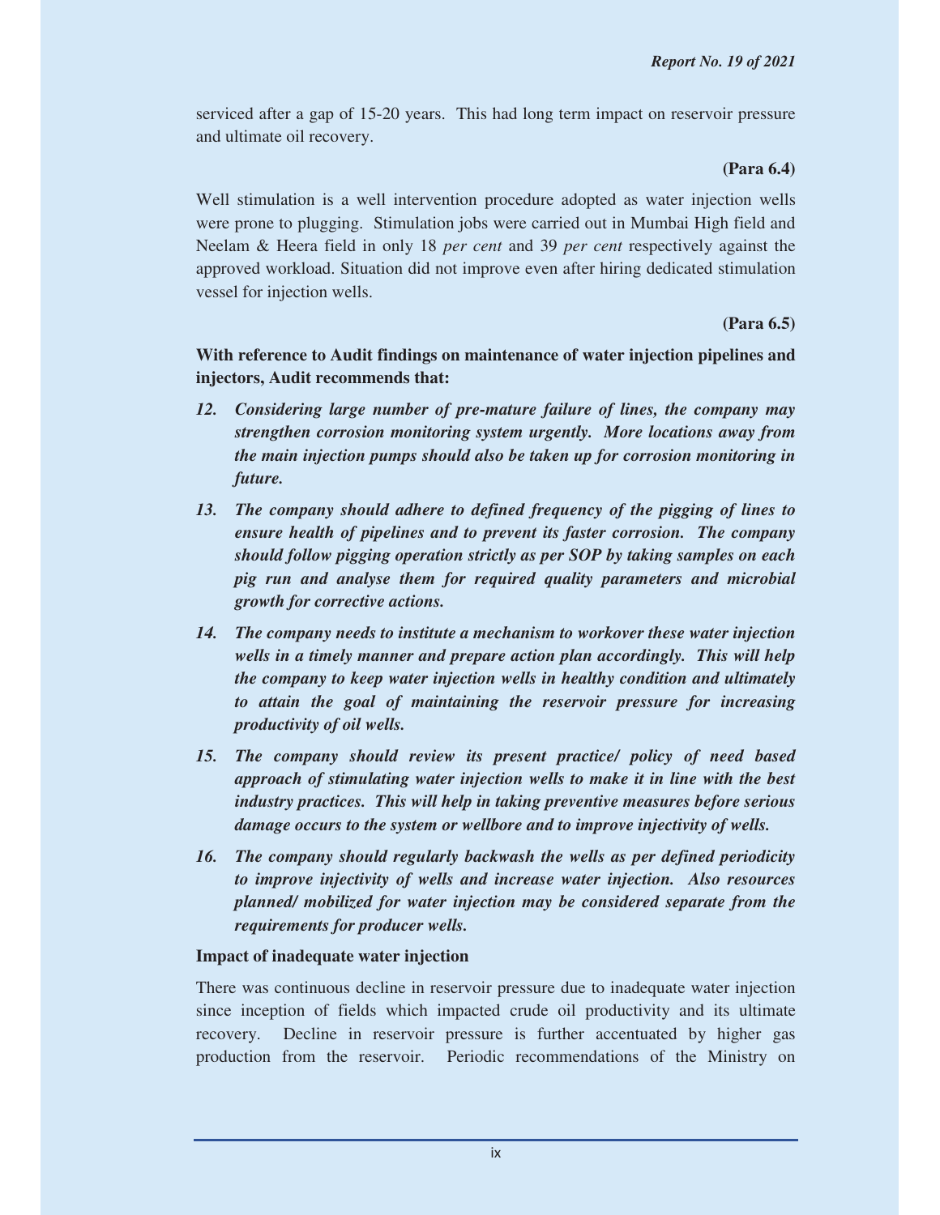serviced after a gap of 15-20 years. This had long term impact on reservoir pressure and ultimate oil recovery.

**(Para 6.4)**

Well stimulation is a well intervention procedure adopted as water injection wells were prone to plugging. Stimulation jobs were carried out in Mumbai High field and Neelam & Heera field in only 18 *per cent* and 39 *per cent* respectively against the approved workload. Situation did not improve even after hiring dedicated stimulation vessel for injection wells.

**(Para 6.5)**

**With reference to Audit findings on maintenance of water injection pipelines and injectors, Audit recommends that:**

12. ***Considering large number of pre-mature failure of lines, the company may strengthen corrosion monitoring system urgently. More locations away from the main injection pumps should also be taken up for corrosion monitoring in future.***
13. ***The company should adhere to defined frequency of the pigging of lines to ensure health of pipelines and to prevent its faster corrosion. The company should follow pigging operation strictly as per SOP by taking samples on each pig run and analyse them for required quality parameters and microbial growth for corrective actions.***
14. ***The company needs to institute a mechanism to workover these water injection wells in a timely manner and prepare action plan accordingly. This will help the company to keep water injection wells in healthy condition and ultimately to attain the goal of maintaining the reservoir pressure for increasing productivity of oil wells.***
15. ***The company should review its present practice/ policy of need based approach of stimulating water injection wells to make it in line with the best industry practices. This will help in taking preventive measures before serious damage occurs to the system or wellbore and to improve injectivity of wells.***
16. ***The company should regularly backwash the wells as per defined periodicity to improve injectivity of wells and increase water injection. Also resources planned/ mobilized for water injection may be considered separate from the requirements for producer wells.***

**Impact of inadequate water injection**

There was continuous decline in reservoir pressure due to inadequate water injection since inception of fields which impacted crude oil productivity and its ultimate recovery. Decline in reservoir pressure is further accentuated by higher gas production from the reservoir. Periodic recommendations of the Ministry on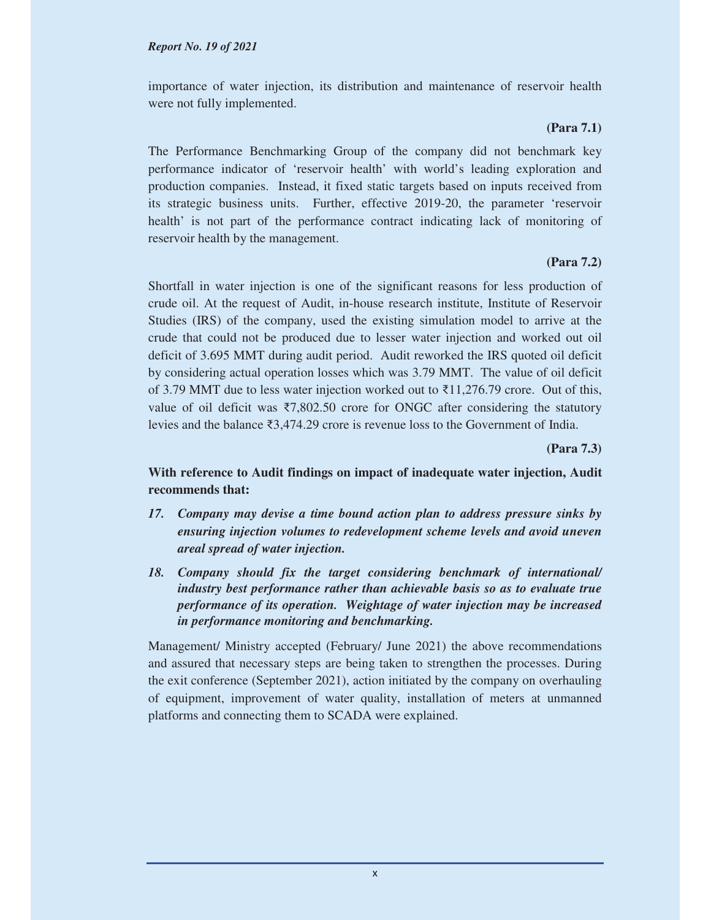importance of water injection, its distribution and maintenance of reservoir health were not fully implemented.

**(Para 7.1)**

The Performance Benchmarking Group of the company did not benchmark key performance indicator of 'reservoir health' with world's leading exploration and production companies. Instead, it fixed static targets based on inputs received from its strategic business units. Further, effective 2019-20, the parameter 'reservoir health' is not part of the performance contract indicating lack of monitoring of reservoir health by the management.

**(Para 7.2)**

Shortfall in water injection is one of the significant reasons for less production of crude oil. At the request of Audit, in-house research institute, Institute of Reservoir Studies (IRS) of the company, used the existing simulation model to arrive at the crude that could not be produced due to lesser water injection and worked out oil deficit of 3.695 MMT during audit period. Audit reworked the IRS quoted oil deficit by considering actual operation losses which was 3.79 MMT. The value of oil deficit of 3.79 MMT due to less water injection worked out to ₹11,276.79 crore. Out of this, value of oil deficit was ₹7,802.50 crore for ONGC after considering the statutory levies and the balance ₹3,474.29 crore is revenue loss to the Government of India.

**(Para 7.3)**

**With reference to Audit findings on impact of inadequate water injection, Audit recommends that:**

17. ***Company may devise a time bound action plan to address pressure sinks by ensuring injection volumes to redevelopment scheme levels and avoid uneven areal spread of water injection.***
18. ***Company should fix the target considering benchmark of international/ industry best performance rather than achievable basis so as to evaluate true performance of its operation. Weightage of water injection may be increased in performance monitoring and benchmarking.***

Management/ Ministry accepted (February/ June 2021) the above recommendations and assured that necessary steps are being taken to strengthen the processes. During the exit conference (September 2021), action initiated by the company on overhauling of equipment, improvement of water quality, installation of meters at unmanned platforms and connecting them to SCADA were explained.